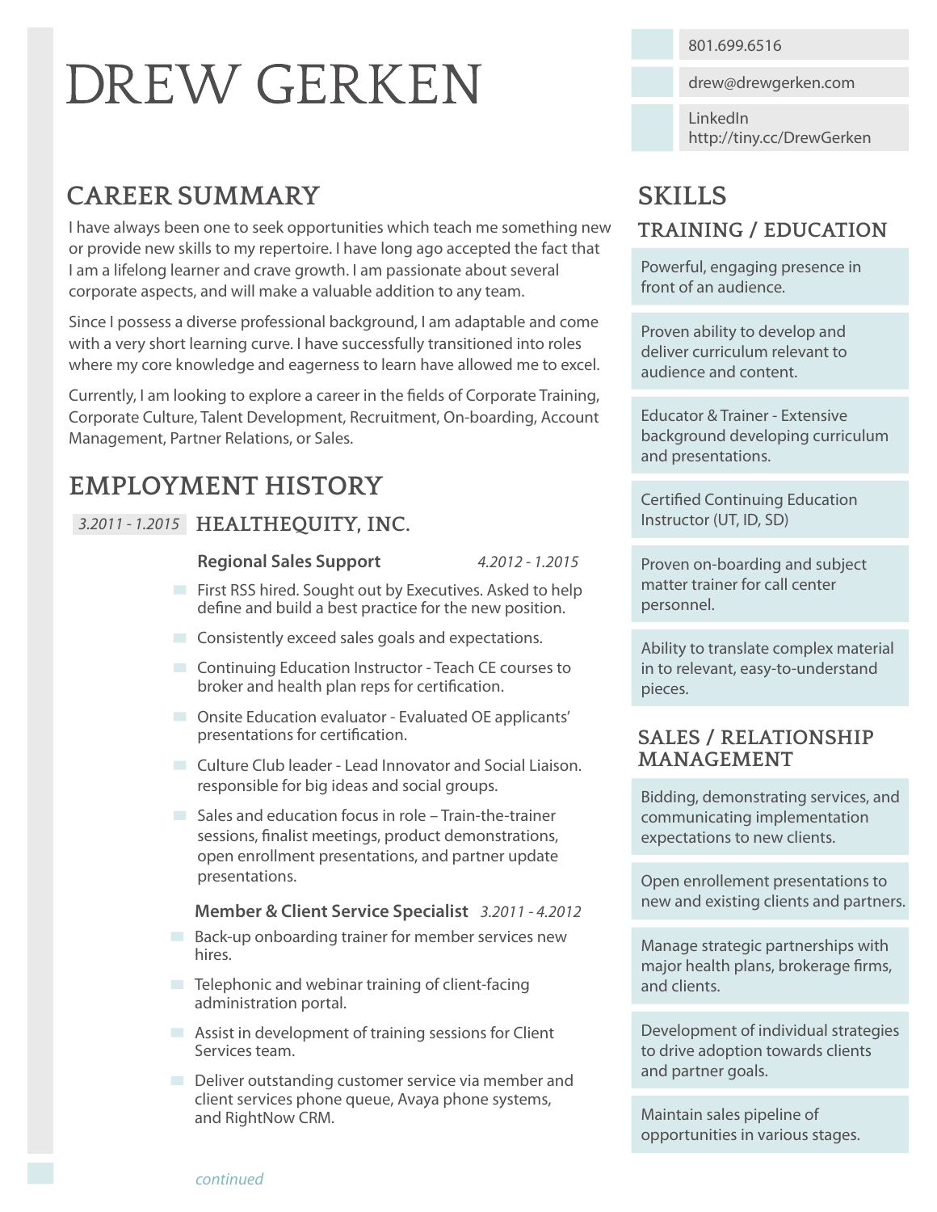# DREW GERKEN

801.699.6516

drew@drewgerken.com

LinkedIn
http://tiny.cc/DrewGerken

## CAREER SUMMARY

I have always been one to seek opportunities which teach me something new or provide new skills to my repertoire. I have long ago accepted the fact that I am a lifelong learner and crave growth. I am passionate about several corporate aspects, and will make a valuable addition to any team.

Since I possess a diverse professional background, I am adaptable and come with a very short learning curve. I have successfully transitioned into roles where my core knowledge and eagerness to learn have allowed me to excel.

Currently, I am looking to explore a career in the fields of Corporate Training, Corporate Culture, Talent Development, Recruitment, On-boarding, Account Management, Partner Relations, or Sales.

## EMPLOYMENT HISTORY

### *3.2011 - 1.2015* HEALTHEQUITY, INC.

**Regional Sales Support** *4.2012 - 1.2015*

- First RSS hired. Sought out by Executives. Asked to help define and build a best practice for the new position.
- Consistently exceed sales goals and expectations.
- Continuing Education Instructor - Teach CE courses to broker and health plan reps for certification.
- Onsite Education evaluator - Evaluated OE applicants' presentations for certification.
- Culture Club leader - Lead Innovator and Social Liaison. responsible for big ideas and social groups.
- Sales and education focus in role – Train-the-trainer sessions, finalist meetings, product demonstrations, open enrollment presentations, and partner update presentations.

**Member & Client Service Specialist** *3.2011 - 4.2012*

- Back-up onboarding trainer for member services new hires.
- Telephonic and webinar training of client-facing administration portal.
- Assist in development of training sessions for Client Services team.
- Deliver outstanding customer service via member and client services phone queue, Avaya phone systems, and RightNow CRM.

*continued*

## SKILLS

### TRAINING / EDUCATION

- Powerful, engaging presence in front of an audience.
- Proven ability to develop and deliver curriculum relevant to audience and content.
- Educator & Trainer - Extensive background developing curriculum and presentations.
- Certified Continuing Education Instructor (UT, ID, SD)
- Proven on-boarding and subject matter trainer for call center personnel.
- Ability to translate complex material in to relevant, easy-to-understand pieces.

### SALES / RELATIONSHIP MANAGEMENT

- Bidding, demonstrating services, and communicating implementation expectations to new clients.
- Open enrollement presentations to new and existing clients and partners.
- Manage strategic partnerships with major health plans, brokerage firms, and clients.
- Development of individual strategies to drive adoption towards clients and partner goals.
- Maintain sales pipeline of opportunities in various stages.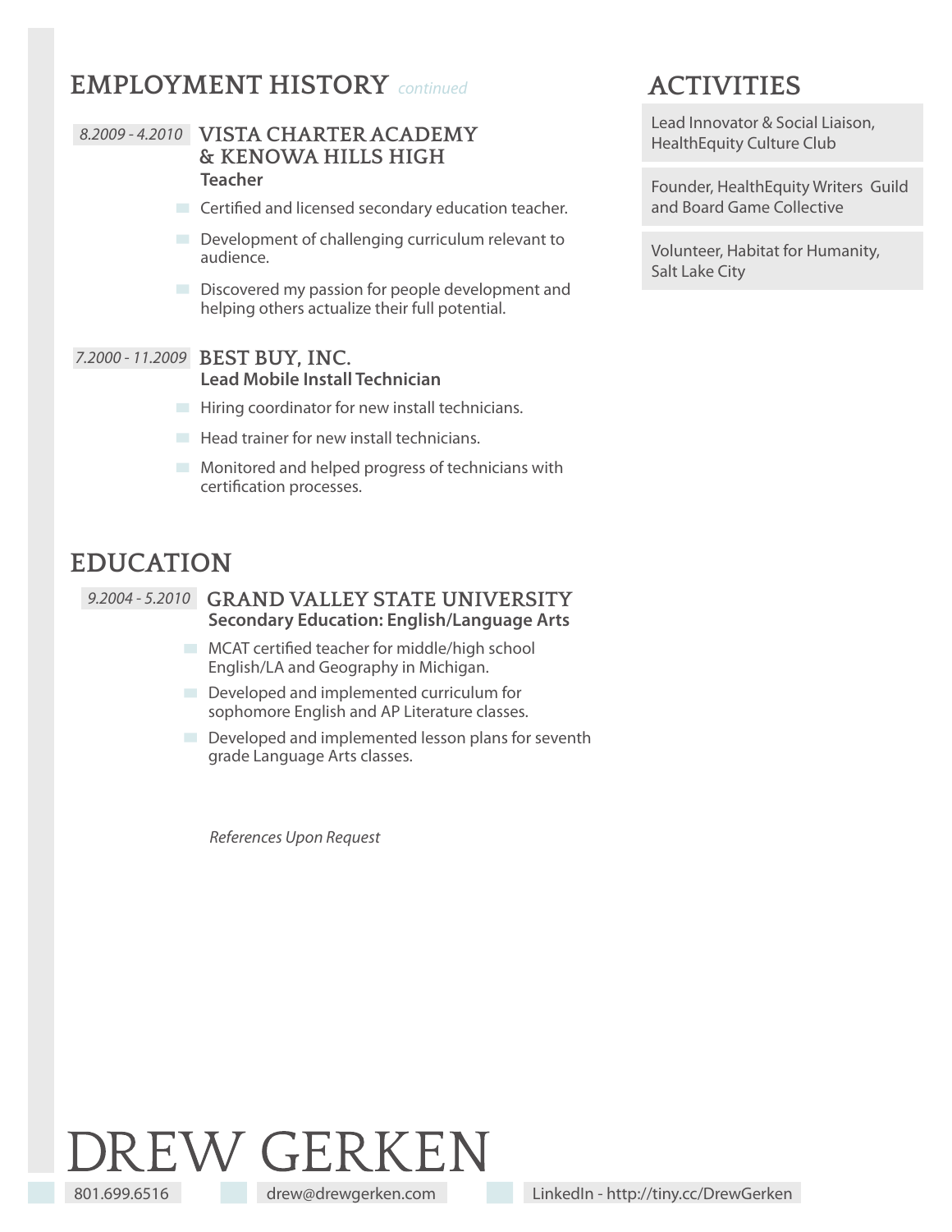## EMPLOYMENT HISTORY *continued*

*8.2009 - 4.2010* **VISTA CHARTER ACADEMY & KENOWA HILLS HIGH**
**Teacher**

- Certified and licensed secondary education teacher.
- Development of challenging curriculum relevant to audience.
- Discovered my passion for people development and helping others actualize their full potential.

*7.2000 - 11.2009* **BEST BUY, INC.**
**Lead Mobile Install Technician**

- Hiring coordinator for new install technicians.
- Head trainer for new install technicians.
- Monitored and helped progress of technicians with certification processes.

## EDUCATION

*9.2004 - 5.2010* **GRAND VALLEY STATE UNIVERSITY**
**Secondary Education: English/Language Arts**

- MCAT certified teacher for middle/high school English/LA and Geography in Michigan.
- Developed and implemented curriculum for sophomore English and AP Literature classes.
- Developed and implemented lesson plans for seventh grade Language Arts classes.

*References Upon Request*

## ACTIVITIES

- Lead Innovator & Social Liaison, HealthEquity Culture Club
- Founder, HealthEquity Writers Guild and Board Game Collective
- Volunteer, Habitat for Humanity, Salt Lake City

# DREW GERKEN

801.699.6516 | drew@drewgerken.com | LinkedIn - http://tiny.cc/DrewGerken